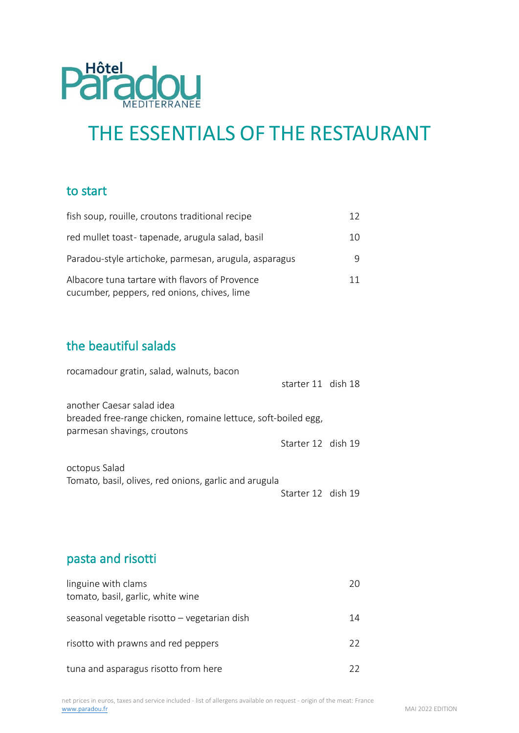Hôtel Paradou MEDITERRANEE

# THE ESSENTIALS OF THE RESTAURANT

## to start

| | |
|---|---|
| fish soup, rouille, croutons traditional recipe | 12 |
| red mullet toast- tapenade, arugula salad, basil | 10 |
| Paradou-style artichoke, parmesan, arugula, asparagus | 9 |
| Albacore tuna tartare with flavors of Provence<br>cucumber, peppers, red onions, chives, lime | 11 |

## the beautiful salads

rocamadour gratin, salad, walnuts, bacon
starter 11 dish 18

another Caesar salad idea
breaded free-range chicken, romaine lettuce, soft-boiled egg, parmesan shavings, croutons
Starter 12 dish 19

octopus Salad
Tomato, basil, olives, red onions, garlic and arugula
Starter 12 dish 19

## pasta and risotti

| | |
|---|---|
| linguine with clams<br>tomato, basil, garlic, white wine | 20 |
| seasonal vegetable risotto – vegetarian dish | 14 |
| risotto with prawns and red peppers | 22 |
| tuna and asparagus risotto from here | 22 |

net prices in euros, taxes and service included - list of allergens available on request - origin of the meat: France
[www.paradou.fr](http://www.paradou.fr)

MAI 2022 EDITION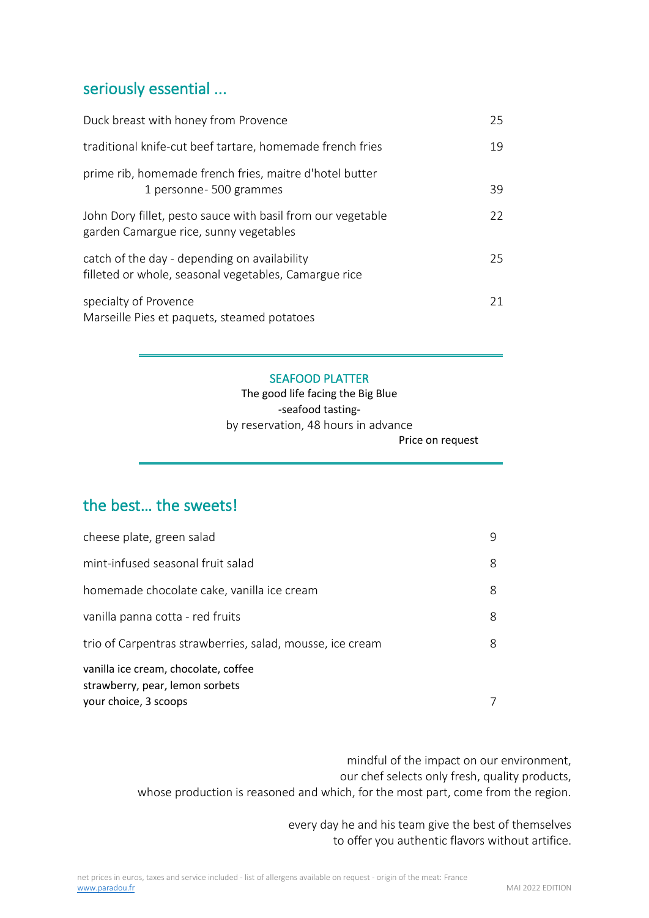## seriously essential ...

| | |
|---|---|
| Duck breast with honey from Provence | 25 |
| traditional knife-cut beef tartare, homemade french fries | 19 |
| prime rib, homemade french fries, maitre d'hotel butter<br>1 personne- 500 grammes | 39 |
| John Dory fillet, pesto sauce with basil from our vegetable garden Camargue rice, sunny vegetables | 22 |
| catch of the day - depending on availability<br>filleted or whole, seasonal vegetables, Camargue rice | 25 |
| specialty of Provence<br>Marseille Pies et paquets, steamed potatoes | 21 |

---

SEAFOOD PLATTER

The good life facing the Big Blue

-seafood tasting-

by reservation, 48 hours in advance

Price on request

---

## the best... the sweets!

| | |
|---|---|
| cheese plate, green salad | 9 |
| mint-infused seasonal fruit salad | 8 |
| homemade chocolate cake, vanilla ice cream | 8 |
| vanilla panna cotta - red fruits | 8 |
| trio of Carpentras strawberries, salad, mousse, ice cream | 8 |
| vanilla ice cream, chocolate, coffee<br>strawberry, pear, lemon sorbets<br>your choice, 3 scoops | 7 |

mindful of the impact on our environment,
our chef selects only fresh, quality products,
whose production is reasoned and which, for the most part, come from the region.

every day he and his team give the best of themselves
to offer you authentic flavors without artifice.

net prices in euros, taxes and service included - list of allergens available on request - origin of the meat: France

www.paradou.fr

MAI 2022 EDITION